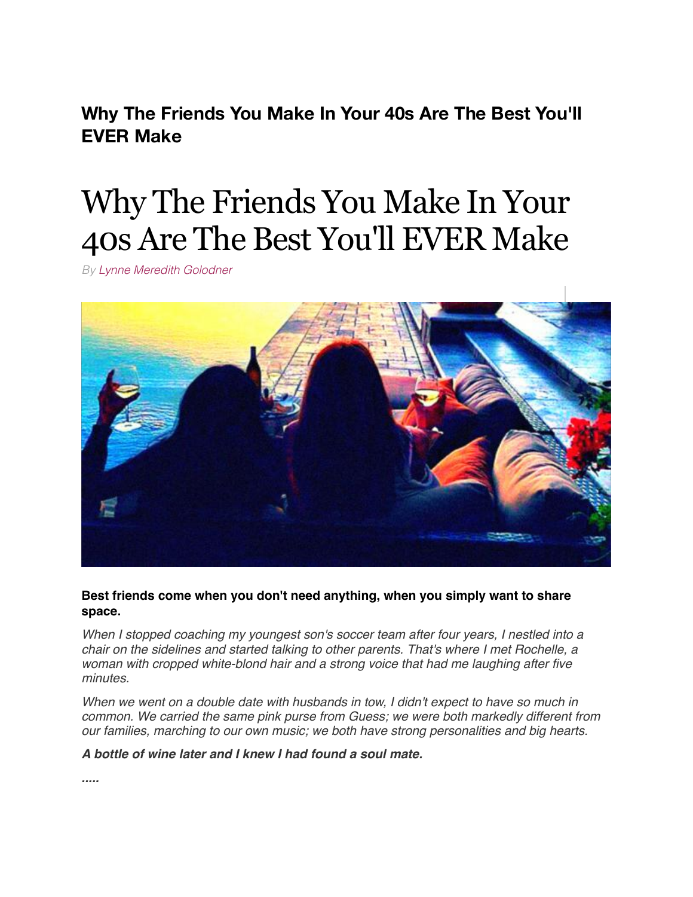**Why The Friends You Make In Your 40s Are The Best You'll EVER Make**

# Why The Friends You Make In Your 40s Are The Best You'll EVER Make

*By Lynne Meredith Golodner*

**Best friends come when you don't need anything, when you simply want to share space.**

*When I stopped coaching my youngest son's soccer team after four years, I nestled into a chair on the sidelines and started talking to other parents. That's where I met Rochelle, a woman with cropped white-blond hair and a strong voice that had me laughing after five minutes.*

*When we went on a double date with husbands in tow, I didn't expect to have so much in common. We carried the same pink purse from Guess; we were both markedly different from our families, marching to our own music; we both have strong personalities and big hearts.*

***A bottle of wine later and I knew I had found a soul mate.***

***.....***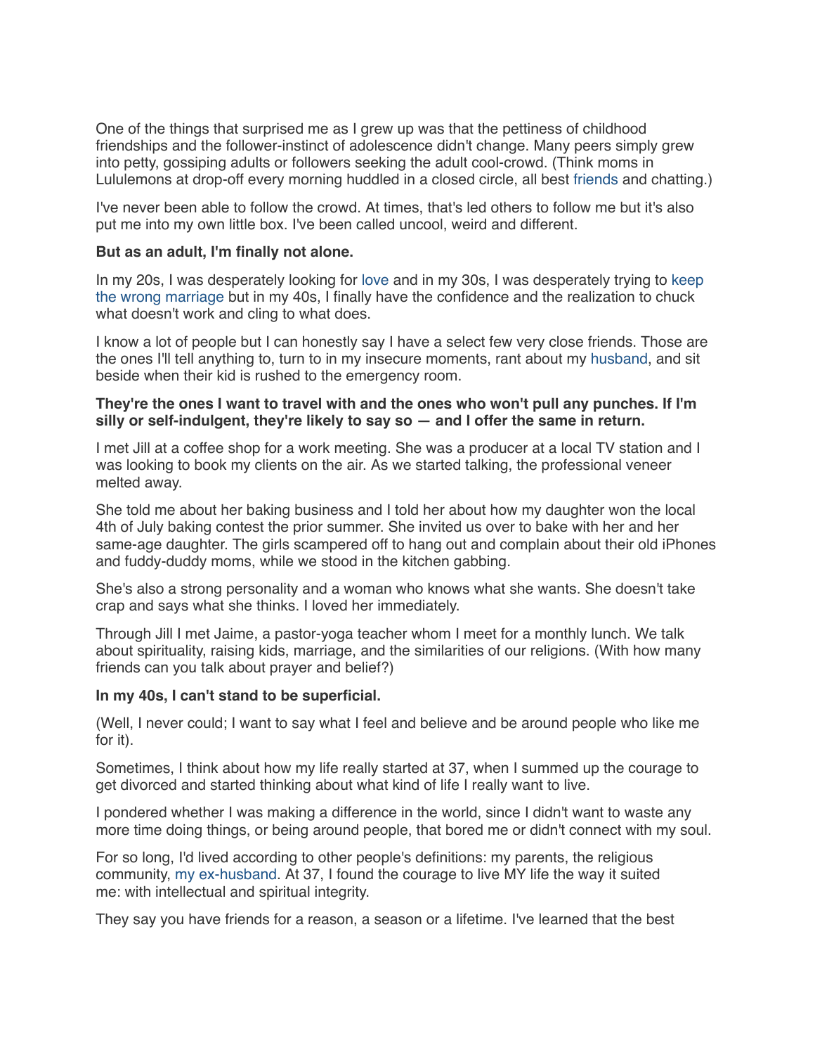One of the things that surprised me as I grew up was that the pettiness of childhood friendships and the follower-instinct of adolescence didn't change. Many peers simply grew into petty, gossiping adults or followers seeking the adult cool-crowd. (Think moms in Lululemons at drop-off every morning huddled in a closed circle, all best friends and chatting.)

I've never been able to follow the crowd. At times, that's led others to follow me but it's also put me into my own little box. I've been called uncool, weird and different.

**But as an adult, I'm finally not alone.**

In my 20s, I was desperately looking for love and in my 30s, I was desperately trying to keep the wrong marriage but in my 40s, I finally have the confidence and the realization to chuck what doesn't work and cling to what does.

I know a lot of people but I can honestly say I have a select few very close friends. Those are the ones I'll tell anything to, turn to in my insecure moments, rant about my husband, and sit beside when their kid is rushed to the emergency room.

**They're the ones I want to travel with and the ones who won't pull any punches. If I'm silly or self-indulgent, they're likely to say so — and I offer the same in return.**

I met Jill at a coffee shop for a work meeting. She was a producer at a local TV station and I was looking to book my clients on the air. As we started talking, the professional veneer melted away.

She told me about her baking business and I told her about how my daughter won the local 4th of July baking contest the prior summer. She invited us over to bake with her and her same-age daughter. The girls scampered off to hang out and complain about their old iPhones and fuddy-duddy moms, while we stood in the kitchen gabbing.

She's also a strong personality and a woman who knows what she wants. She doesn't take crap and says what she thinks. I loved her immediately.

Through Jill I met Jaime, a pastor-yoga teacher whom I meet for a monthly lunch. We talk about spirituality, raising kids, marriage, and the similarities of our religions. (With how many friends can you talk about prayer and belief?)

**In my 40s, I can't stand to be superficial.**

(Well, I never could; I want to say what I feel and believe and be around people who like me for it).

Sometimes, I think about how my life really started at 37, when I summed up the courage to get divorced and started thinking about what kind of life I really want to live.

I pondered whether I was making a difference in the world, since I didn't want to waste any more time doing things, or being around people, that bored me or didn't connect with my soul.

For so long, I'd lived according to other people's definitions: my parents, the religious community, my ex-husband. At 37, I found the courage to live MY life the way it suited me: with intellectual and spiritual integrity.

They say you have friends for a reason, a season or a lifetime. I've learned that the best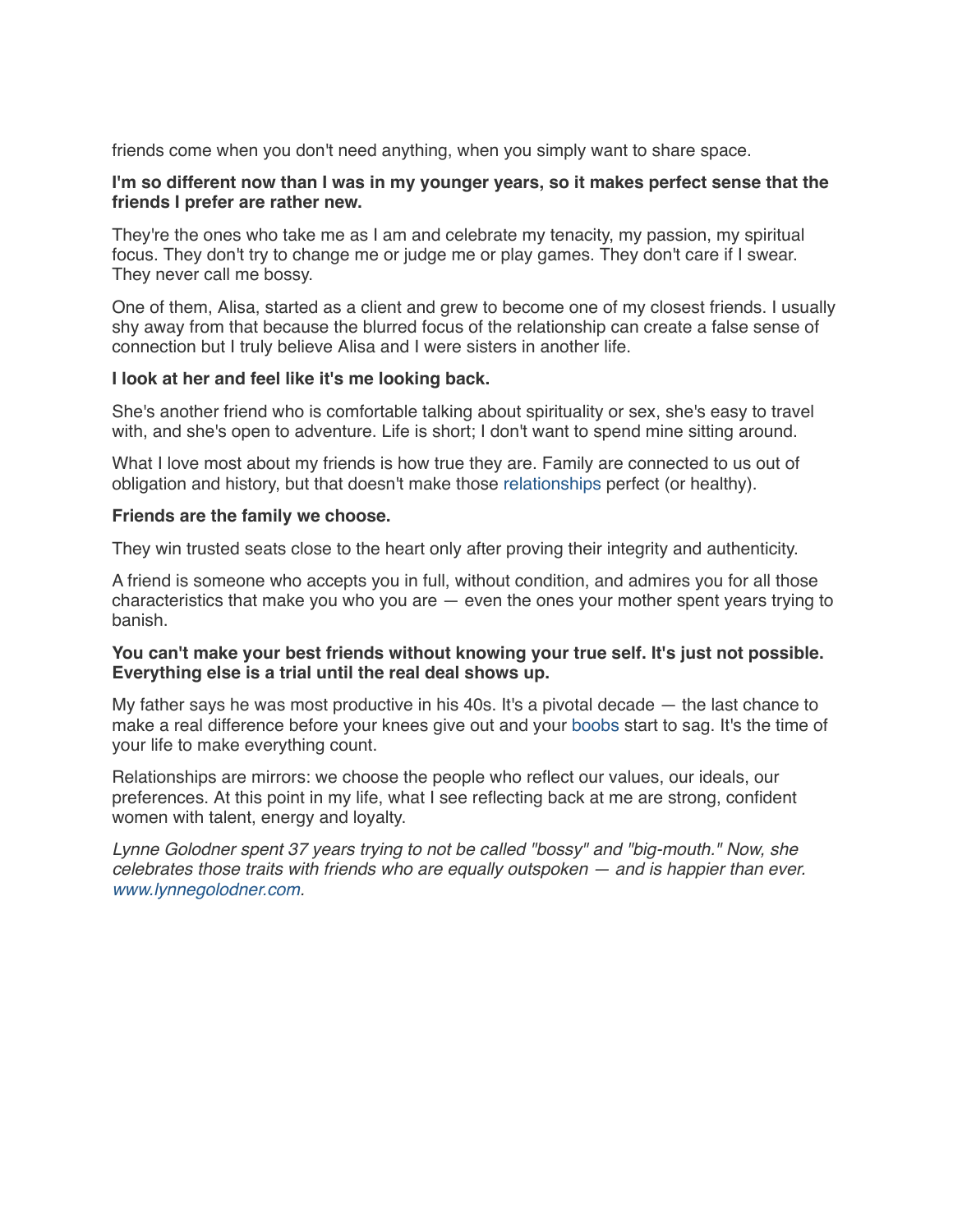friends come when you don't need anything, when you simply want to share space.

**I'm so different now than I was in my younger years, so it makes perfect sense that the friends I prefer are rather new.**

They're the ones who take me as I am and celebrate my tenacity, my passion, my spiritual focus. They don't try to change me or judge me or play games. They don't care if I swear. They never call me bossy.

One of them, Alisa, started as a client and grew to become one of my closest friends. I usually shy away from that because the blurred focus of the relationship can create a false sense of connection but I truly believe Alisa and I were sisters in another life.

**I look at her and feel like it's me looking back.**

She's another friend who is comfortable talking about spirituality or sex, she's easy to travel with, and she's open to adventure. Life is short; I don't want to spend mine sitting around.

What I love most about my friends is how true they are. Family are connected to us out of obligation and history, but that doesn't make those relationships perfect (or healthy).

**Friends are the family we choose.**

They win trusted seats close to the heart only after proving their integrity and authenticity.

A friend is someone who accepts you in full, without condition, and admires you for all those characteristics that make you who you are — even the ones your mother spent years trying to banish.

**You can't make your best friends without knowing your true self. It's just not possible. Everything else is a trial until the real deal shows up.**

My father says he was most productive in his 40s. It's a pivotal decade — the last chance to make a real difference before your knees give out and your boobs start to sag. It's the time of your life to make everything count.

Relationships are mirrors: we choose the people who reflect our values, our ideals, our preferences. At this point in my life, what I see reflecting back at me are strong, confident women with talent, energy and loyalty.

*Lynne Golodner spent 37 years trying to not be called "bossy" and "big-mouth." Now, she celebrates those traits with friends who are equally outspoken — and is happier than ever. www.lynnegolodner.com.*